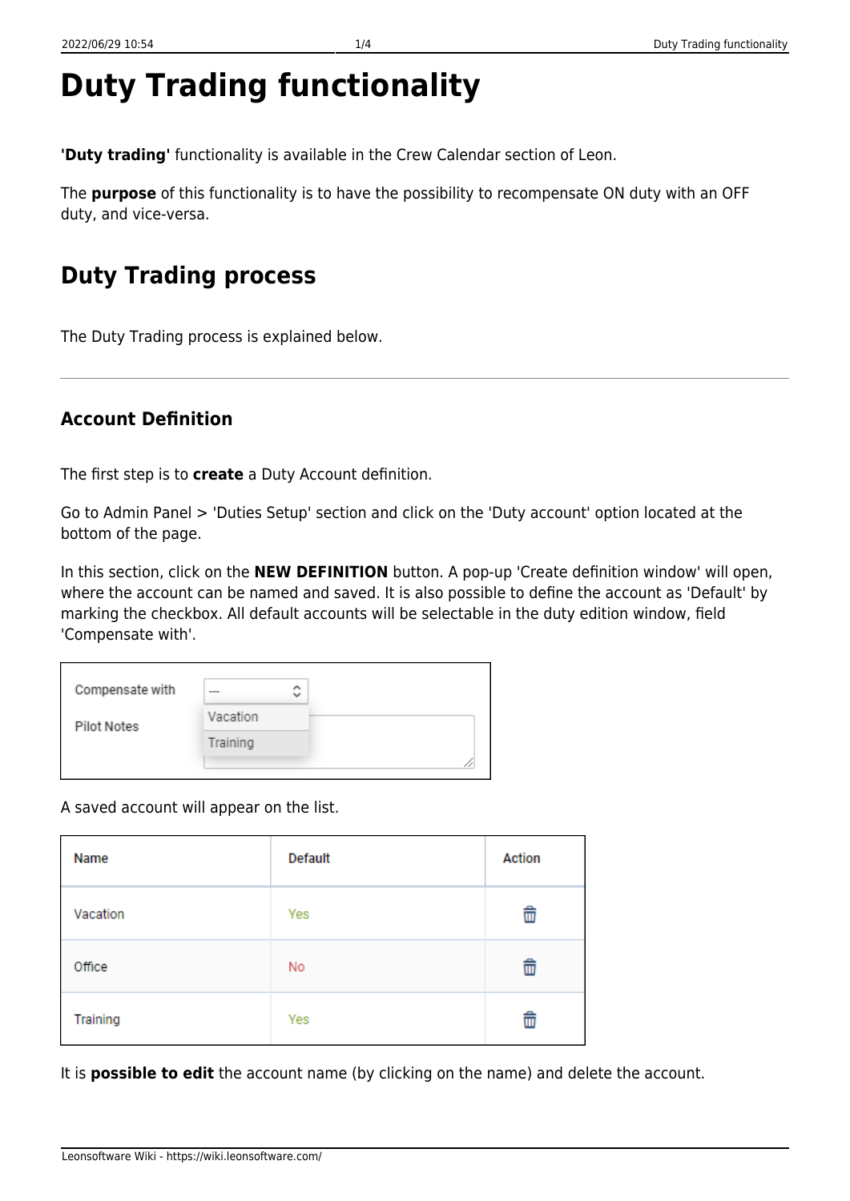# Duty Trading functionality

**'Duty trading'** functionality is available in the Crew Calendar section of Leon.

The **purpose** of this functionality is to have the possibility to recompensate ON duty with an OFF duty, and vice-versa.

## Duty Trading process

The Duty Trading process is explained below.

---

### Account Definition

The first step is to **create** a Duty Account definition.

Go to Admin Panel > 'Duties Setup' section and click on the 'Duty account' option located at the bottom of the page.

In this section, click on the **NEW DEFINITION** button. A pop-up 'Create definition window' will open, where the account can be named and saved. It is also possible to define the account as 'Default' by marking the checkbox. All default accounts will be selectable in the duty edition window, field 'Compensate with'.

| Compensate with | --- (Vacation, Training) |
|---|---|
| Pilot Notes | |

A saved account will appear on the list.

| Name | Default | Action |
|---|---|---|
| Vacation | Yes | 🗑 |
| Office | No | 🗑 |
| Training | Yes | 🗑 |

It is **possible to edit** the account name (by clicking on the name) and delete the account.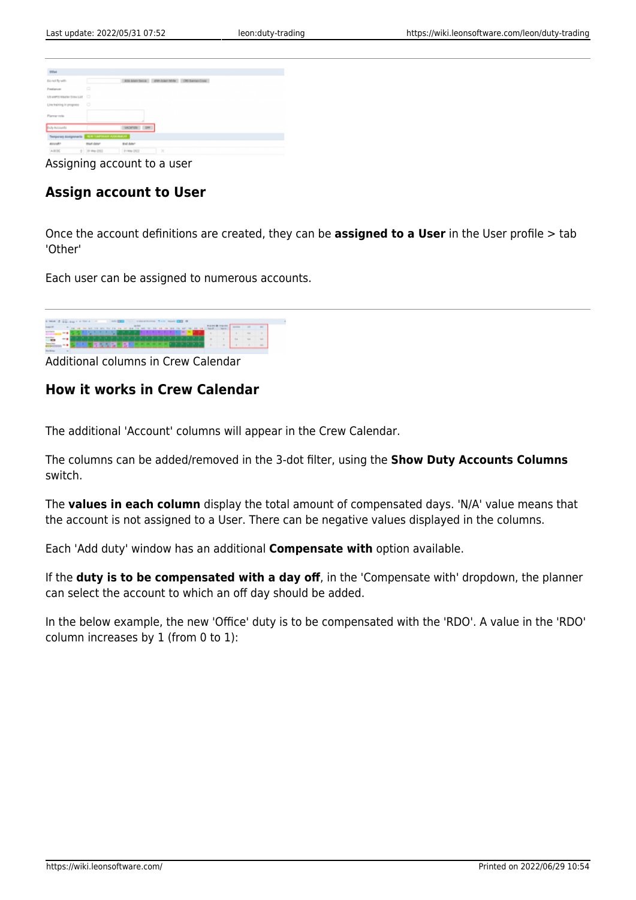Assigning account to a user

## Assign account to User

Once the account definitions are created, they can be **assigned to a User** in the User profile > tab 'Other'

Each user can be assigned to numerous accounts.

Additional columns in Crew Calendar

## How it works in Crew Calendar

The additional 'Account' columns will appear in the Crew Calendar.

The columns can be added/removed in the 3-dot filter, using the **Show Duty Accounts Columns** switch.

The **values in each column** display the total amount of compensated days. 'N/A' value means that the account is not assigned to a User. There can be negative values displayed in the columns.

Each 'Add duty' window has an additional **Compensate with** option available.

If the **duty is to be compensated with a day off**, in the 'Compensate with' dropdown, the planner can select the account to which an off day should be added.

In the below example, the new 'Office' duty is to be compensated with the 'RDO'. A value in the 'RDO' column increases by 1 (from 0 to 1):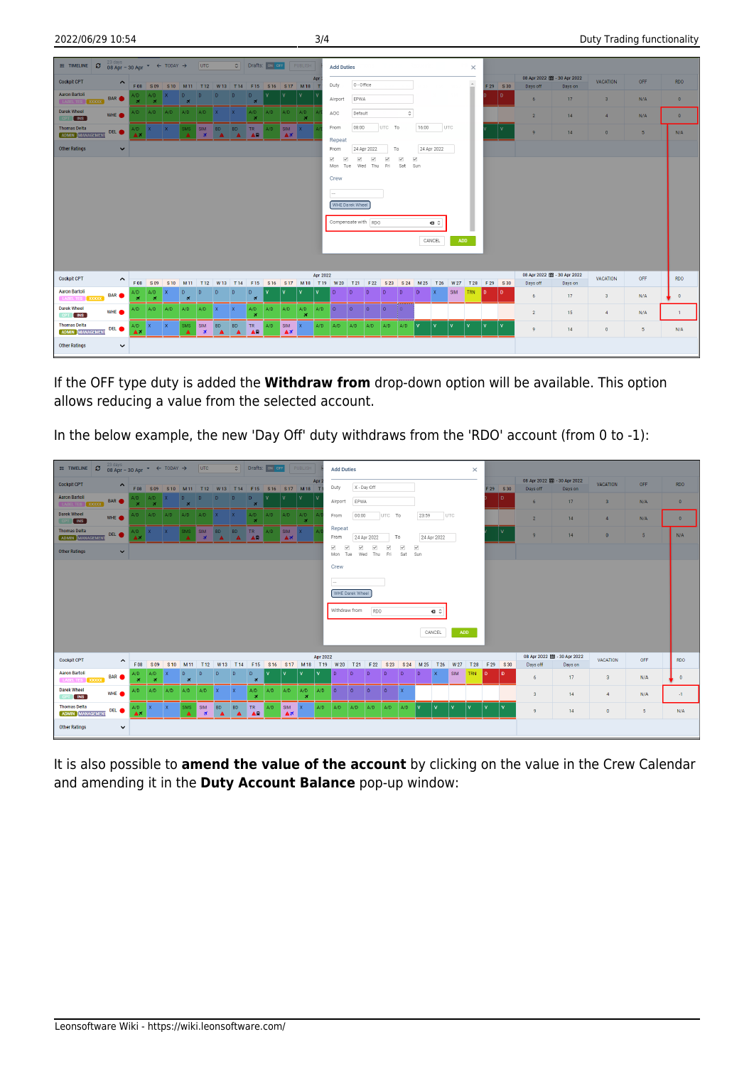If the OFF type duty is added the **Withdraw from** drop-down option will be available. This option allows reducing a value from the selected account.

In the below example, the new 'Day Off' duty withdraws from the 'RDO' account (from 0 to -1):

It is also possible to **amend the value of the account** by clicking on the value in the Crew Calendar and amending it in the **Duty Account Balance** pop-up window: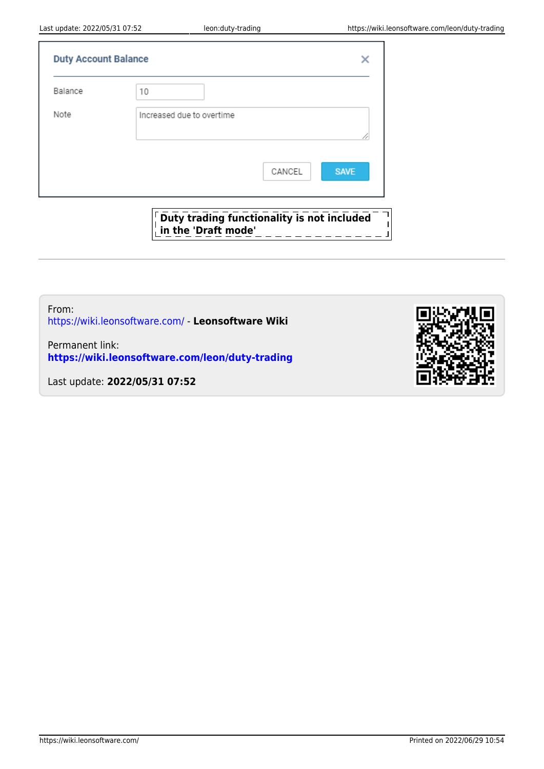**Duty Account Balance**

Balance: 10

Note: Increased due to overtime

CANCEL SAVE

**Duty trading functionality is not included in the 'Draft mode'**

---

From:
https://wiki.leonsoftware.com/ - **Leonsoftware Wiki**

Permanent link:
**https://wiki.leonsoftware.com/leon/duty-trading**

Last update: **2022/05/31 07:52**